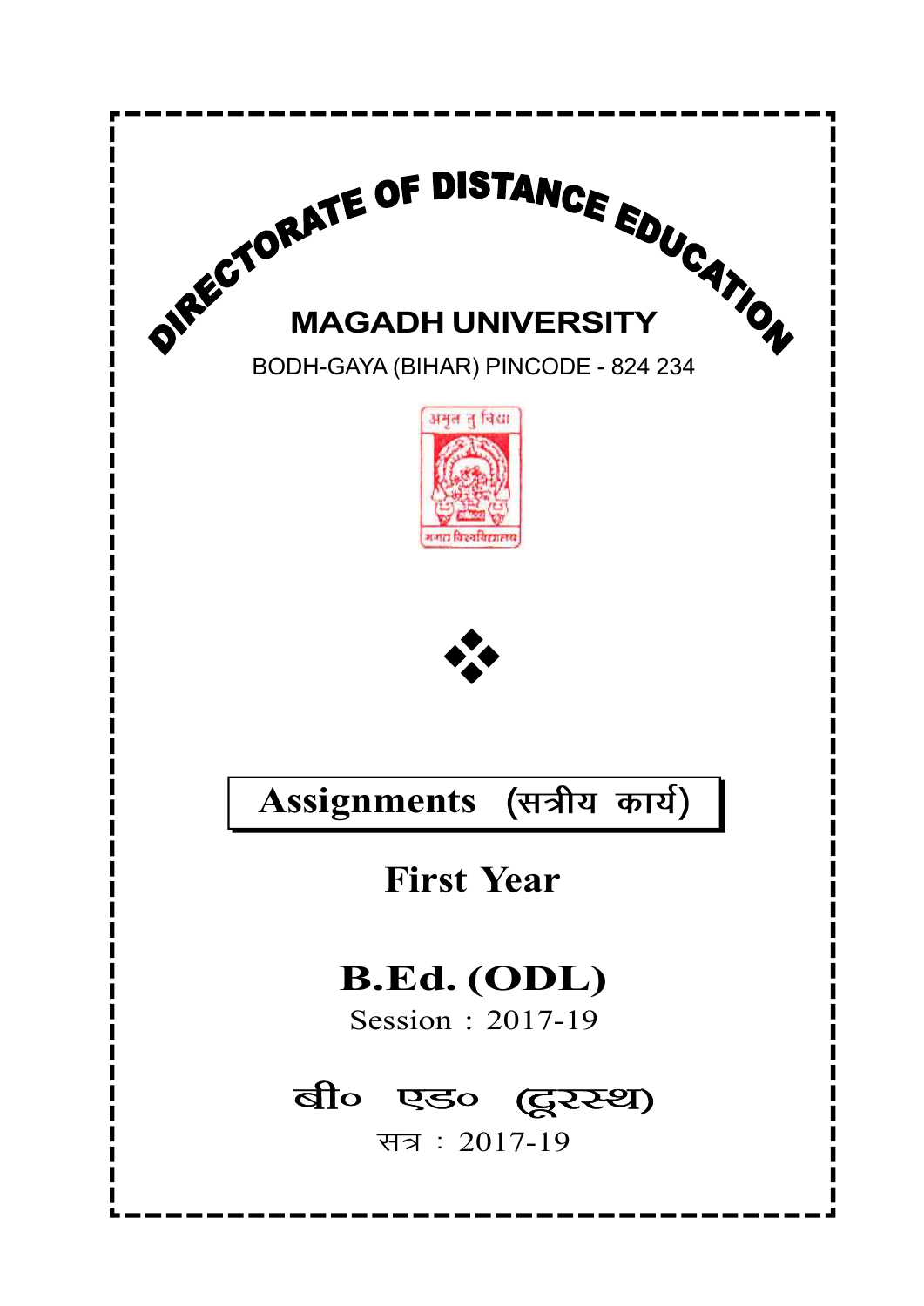# DIRECTORATE OF DISTANCE EDUCATION

## MAGADH UNIVERSITY

BODH-GAYA (BIHAR) PINCODE - 824 234

अमृतं तु विद्या

मगध विश्वविद्यालय

❖

## Assignments (सत्रीय कार्य)

## First Year

## B.Ed. (ODL)

Session : 2017-19

## बी० एड० (दूरस्थ)

सत्र : 2017-19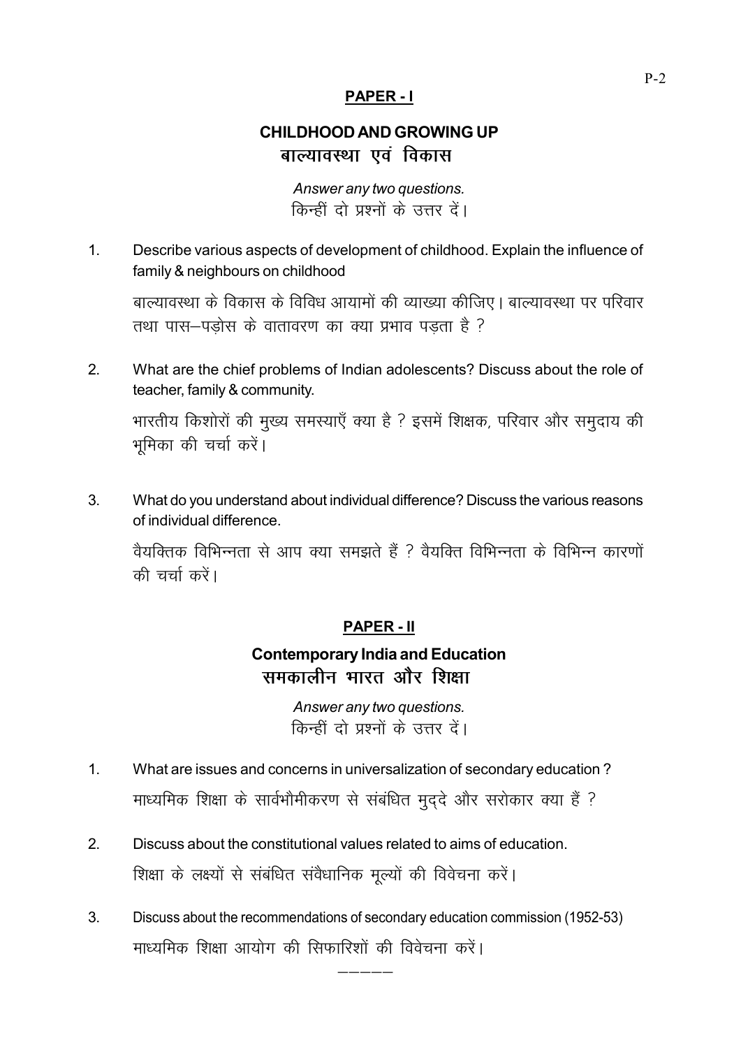## PAPER - I

### CHILDHOOD AND GROWING UP
### बाल्यावस्था एवं विकास

*Answer any two questions.*
किन्हीं दो प्रश्नों के उत्तर दें।

1. Describe various aspects of development of childhood. Explain the influence of family & neighbours on childhood

   बाल्यावस्था के विकास के विविध आयामों की व्याख्या कीजिए। बाल्यावस्था पर परिवार तथा पास–पड़ोस के वातावरण का क्या प्रभाव पड़ता है ?

2. What are the chief problems of Indian adolescents? Discuss about the role of teacher, family & community.

   भारतीय किशोरों की मुख्य समस्याएँ क्या है ? इसमें शिक्षक, परिवार और समुदाय की भूमिका की चर्चा करें।

3. What do you understand about individual difference? Discuss the various reasons of individual difference.

   वैयक्तिक विभिन्नता से आप क्या समझते हैं ? वैयक्ति विभिन्नता के विभिन्न कारणों की चर्चा करें।

## PAPER - II

### Contemporary India and Education
### समकालीन भारत और शिक्षा

*Answer any two questions.*
किन्हीं दो प्रश्नों के उत्तर दें।

1. What are issues and concerns in universalization of secondary education ?

   माध्यमिक शिक्षा के सार्वभौमीकरण से संबंधित मुद्दे और सरोकार क्या हैं ?

2. Discuss about the constitutional values related to aims of education.

   शिक्षा के लक्ष्यों से संबंधित संवैधानिक मूल्यों की विवेचना करें।

3. Discuss about the recommendations of secondary education commission (1952-53)

   माध्यमिक शिक्षा आयोग की सिफारिशों की विवेचना करें।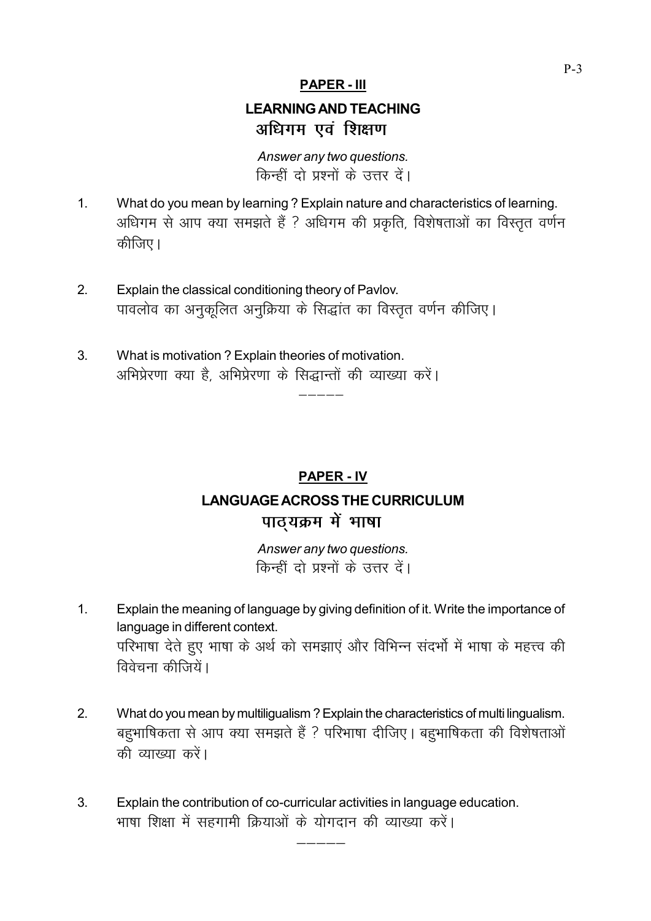## PAPER - III

### LEARNING AND TEACHING
### अधिगम एवं शिक्षण

*Answer any two questions.*
किन्हीं दो प्रश्नों के उत्तर दें।

1. What do you mean by learning ? Explain nature and characteristics of learning.
   अधिगम से आप क्या समझते हैं ? अधिगम की प्रकृति, विशेषताओं का विस्तृत वर्णन कीजिए।

2. Explain the classical conditioning theory of Pavlov.
   पावलोव का अनुकूलित अनुक्रिया के सिद्धांत का विस्तृत वर्णन कीजिए।

3. What is motivation ? Explain theories of motivation.
   अभिप्रेरणा क्या है, अभिप्रेरणा के सिद्धान्तों की व्याख्या करें।

-----

## PAPER - IV

### LANGUAGE ACROSS THE CURRICULUM
### पाठ्यक्रम में भाषा

*Answer any two questions.*
किन्हीं दो प्रश्नों के उत्तर दें।

1. Explain the meaning of language by giving definition of it. Write the importance of language in different context.
   परिभाषा देते हुए भाषा के अर्थ को समझाएं और विभिन्न संदर्भो में भाषा के महत्त्व की विवेचना कीजियें।

2. What do you mean by multiligualism ? Explain the characteristics of multi lingualism.
   बहुभाषिकता से आप क्या समझते हैं ? परिभाषा दीजिए। बहुभाषिकता की विशेषताओं की व्याख्या करें।

3. Explain the contribution of co-curricular activities in language education.
   भाषा शिक्षा में सहगामी क्रियाओं के योगदान की व्याख्या करें।

-----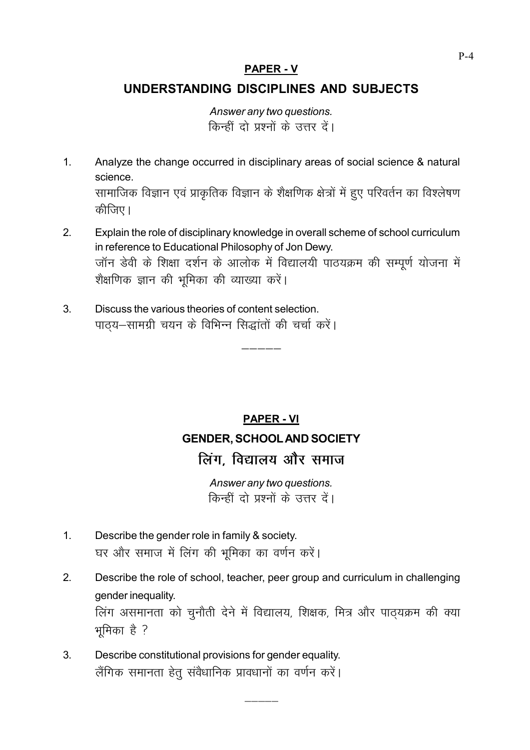## PAPER - V

## UNDERSTANDING DISCIPLINES AND SUBJECTS

*Answer any two questions.*

किन्हीं दो प्रश्नों के उत्तर दें।

1. Analyze the change occurred in disciplinary areas of social science & natural science.

   सामाजिक विज्ञान एवं प्राकृतिक विज्ञान के शैक्षणिक क्षेत्रों में हुए परिवर्तन का विश्लेषण कीजिए।

2. Explain the role of disciplinary knowledge in overall scheme of school curriculum in reference to Educational Philosophy of Jon Dewy.

   जॉन डेवी के शिक्षा दर्शन के आलोक में विद्यालयी पाठयक्रम की सम्पूर्ण योजना में शैक्षणिक ज्ञान की भूमिका की व्याख्या करें।

3. Discuss the various theories of content selection.

   पाठ्य–सामग्री चयन के विभिन्न सिद्धांतों की चर्चा करें।

—————

## PAPER - VI

## GENDER, SCHOOL AND SOCIETY

## लिंग, विद्यालय और समाज

*Answer any two questions.*

किन्हीं दो प्रश्नों के उत्तर दें।

1. Describe the gender role in family & society.

   घर और समाज में लिंग की भूमिका का वर्णन करें।

2. Describe the role of school, teacher, peer group and curriculum in challenging gender inequality.

   लिंग असमानता को चुनौती देने में विद्यालय, शिक्षक, मित्र और पाठ्यक्रम की क्या भूमिका है ?

3. Describe constitutional provisions for gender equality.

   लैंगिक समानता हेतु संवैधानिक प्रावधानों का वर्णन करें।

—————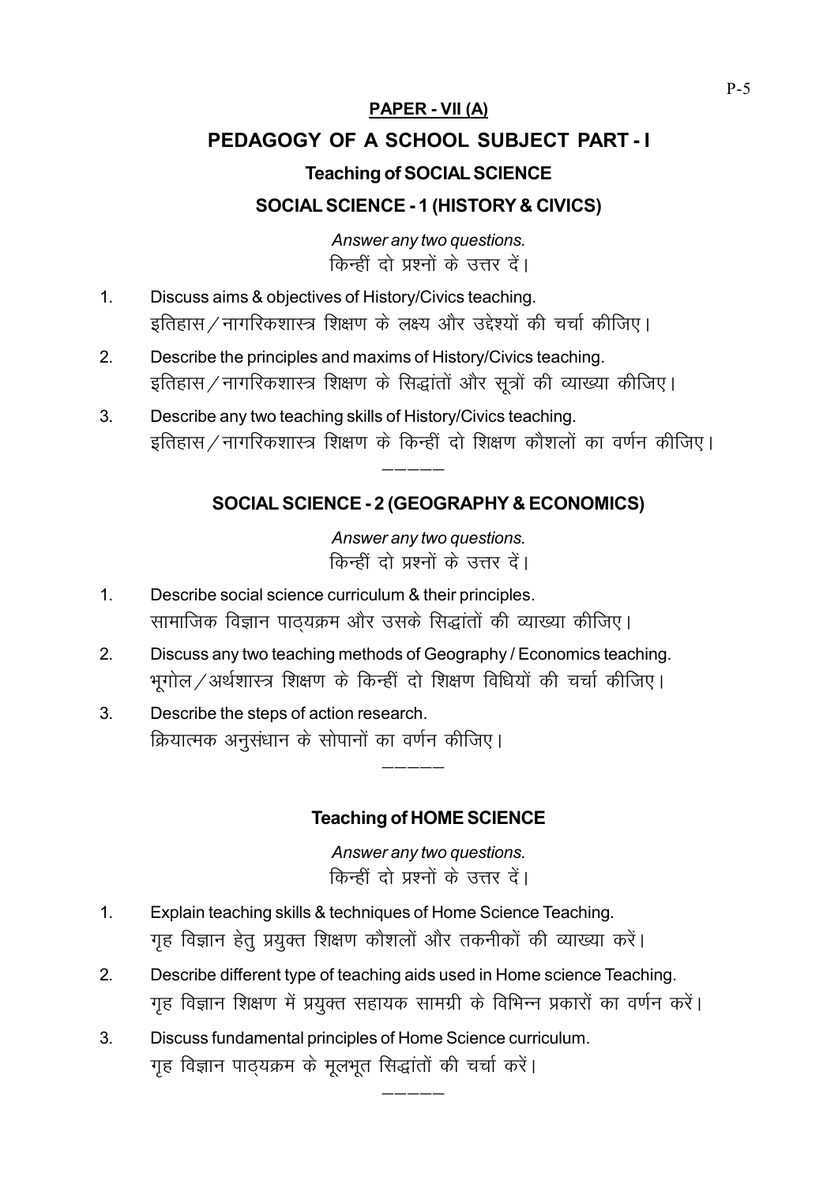## PAPER - VII (A)

# PEDAGOGY OF A SCHOOL SUBJECT PART - I

### Teaching of SOCIAL SCIENCE

### SOCIAL SCIENCE - 1 (HISTORY & CIVICS)

*Answer any two questions.*
किन्हीं दो प्रश्नों के उत्तर दें।

1. Discuss aims & objectives of History/Civics teaching.
   इतिहास / नागरिकशास्त्र शिक्षण के लक्ष्य और उद्देश्यों की चर्चा कीजिए।
2. Describe the principles and maxims of History/Civics teaching.
   इतिहास / नागरिकशास्त्र शिक्षण के सिद्धांतों और सूत्रों की व्याख्या कीजिए।
3. Describe any two teaching skills of History/Civics teaching.
   इतिहास / नागरिकशास्त्र शिक्षण के किन्हीं दो शिक्षण कौशलों का वर्णन कीजिए।

-----

### SOCIAL SCIENCE - 2 (GEOGRAPHY & ECONOMICS)

*Answer any two questions.*
किन्हीं दो प्रश्नों के उत्तर दें।

1. Describe social science curriculum & their principles.
   सामाजिक विज्ञान पाठ्यक्रम और उसके सिद्धांतों की व्याख्या कीजिए।
2. Discuss any two teaching methods of Geography / Economics teaching.
   भूगोल / अर्थशास्त्र शिक्षण के किन्हीं दो शिक्षण विधियों की चर्चा कीजिए।
3. Describe the steps of action research.
   क्रियात्मक अनुसंधान के सोपानों का वर्णन कीजिए।

-----

### Teaching of HOME SCIENCE

*Answer any two questions.*
किन्हीं दो प्रश्नों के उत्तर दें।

1. Explain teaching skills & techniques of Home Science Teaching.
   गृह विज्ञान हेतु प्रयुक्त शिक्षण कौशलों और तकनीकों की व्याख्या करें।
2. Describe different type of teaching aids used in Home science Teaching.
   गृह विज्ञान शिक्षण में प्रयुक्त सहायक सामग्री के विभिन्न प्रकारों का वर्णन करें।
3. Discuss fundamental principles of Home Science curriculum.
   गृह विज्ञान पाठ्यक्रम के मूलभूत सिद्धांतों की चर्चा करें।

-----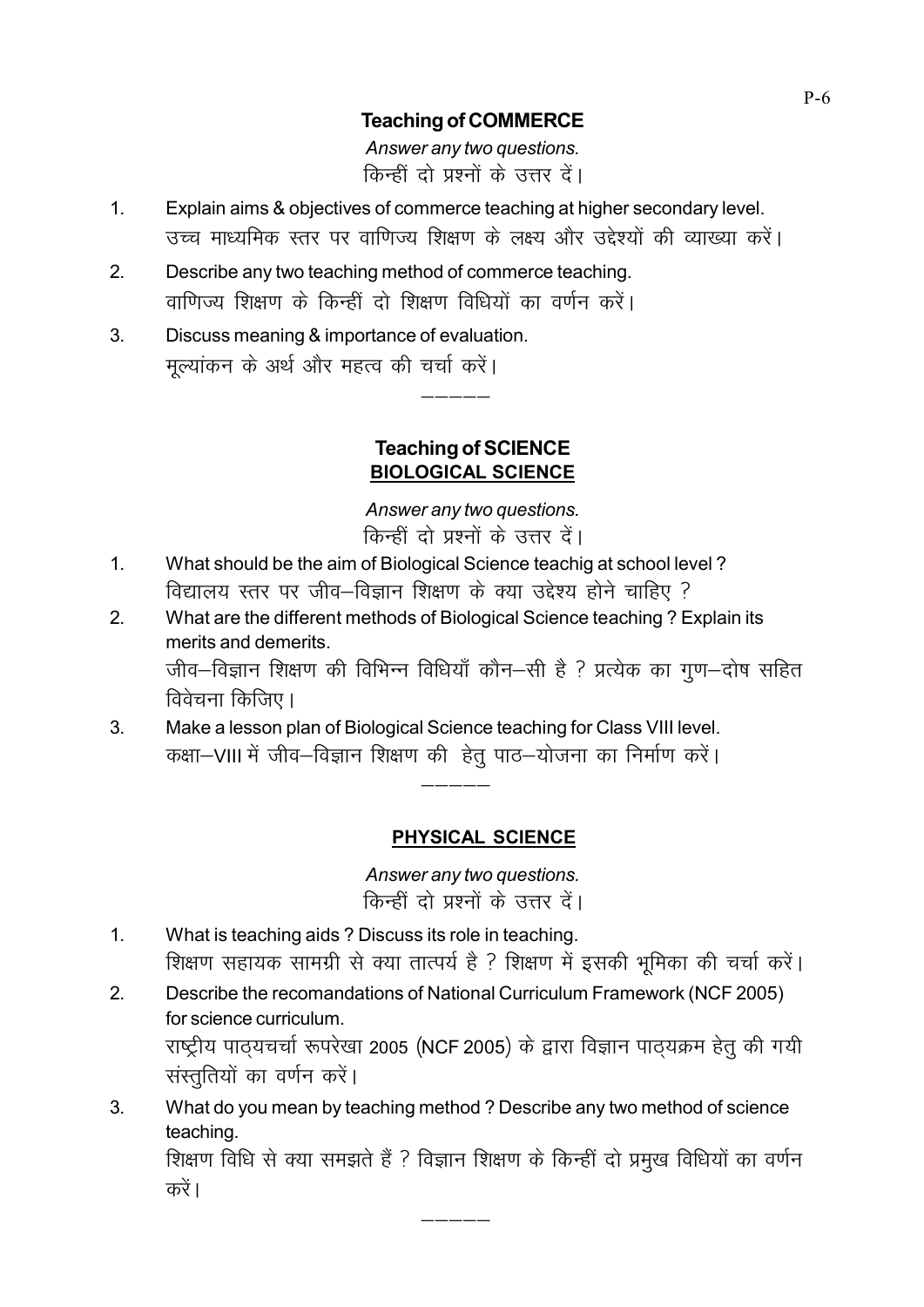## Teaching of COMMERCE

*Answer any two questions.*
किन्हीं दो प्रश्नों के उत्तर दें।

1. Explain aims & objectives of commerce teaching at higher secondary level.
   उच्च माध्यमिक स्तर पर वाणिज्य शिक्षण के लक्ष्य और उद्देश्यों की व्याख्या करें।
2. Describe any two teaching method of commerce teaching.
   वाणिज्य शिक्षण के किन्हीं दो शिक्षण विधियों का वर्णन करें।
3. Discuss meaning & importance of evaluation.
   मूल्यांकन के अर्थ और महत्व की चर्चा करें।

―――――

## Teaching of SCIENCE

### BIOLOGICAL SCIENCE

*Answer any two questions.*
किन्हीं दो प्रश्नों के उत्तर दें।

1. What should be the aim of Biological Science teachig at school level ?
   विद्यालय स्तर पर जीव–विज्ञान शिक्षण के क्या उद्देश्य होने चाहिए ?
2. What are the different methods of Biological Science teaching ? Explain its merits and demerits.
   जीव–विज्ञान शिक्षण की विभिन्न विधियाँ कौन–सी है ? प्रत्येक का गुण–दोष सहित विवेचना किजिए।
3. Make a lesson plan of Biological Science teaching for Class VIII level.
   कक्षा–VIII में जीव–विज्ञान शिक्षण की हेतु पाठ–योजना का निर्माण करें।

―――――

### PHYSICAL SCIENCE

*Answer any two questions.*
किन्हीं दो प्रश्नों के उत्तर दें।

1. What is teaching aids ? Discuss its role in teaching.
   शिक्षण सहायक सामग्री से क्या तात्पर्य है ? शिक्षण में इसकी भूमिका की चर्चा करें।
2. Describe the recomandations of National Curriculum Framework (NCF 2005) for science curriculum.
   राष्ट्रीय पाठ्यचर्या रूपरेखा 2005 (NCF 2005) के द्वारा विज्ञान पाठ्यक्रम हेतु की गयी संस्तुतियों का वर्णन करें।
3. What do you mean by teaching method ? Describe any two method of science teaching.
   शिक्षण विधि से क्या समझते हैं ? विज्ञान शिक्षण के किन्हीं दो प्रमुख विधियों का वर्णन करें।

―――――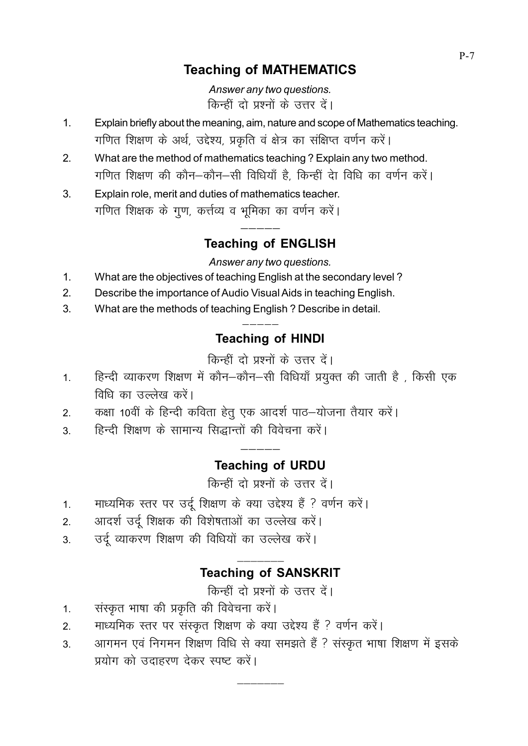## Teaching of MATHEMATICS

*Answer any two questions.*

किन्हीं दो प्रश्नों के उत्तर दें।

1. Explain briefly about the meaning, aim, nature and scope of Mathematics teaching.
   गणित शिक्षण के अर्थ, उद्देश्य, प्रकृति वं क्षेत्र का संक्षिप्त वर्णन करें।
2. What are the method of mathematics teaching ? Explain any two method.
   गणित शिक्षण की कौन–कौन–सी विधियाँ है, किन्हीं देा विधि का वर्णन करें।
3. Explain role, merit and duties of mathematics teacher.
   गणित शिक्षक के गुण, कर्त्तव्य व भूमिका का वर्णन करें।

―――――

## Teaching of ENGLISH

*Answer any two questions.*

1. What are the objectives of teaching English at the secondary level ?
2. Describe the importance of Audio Visual Aids in teaching English.
3. What are the methods of teaching English ? Describe in detail.

―――――

## Teaching of HINDI

किन्हीं दो प्रश्नों के उत्तर दें।

1. हिन्दी व्याकरण शिक्षण में कौन–कौन–सी विधियाँ प्रयुक्त की जाती है , किसी एक विधि का उल्लेख करें।
2. कक्षा 10वीं के हिन्दी कविता हेतु एक आदर्श पाठ–योजना तैयार करें।
3. हिन्दी शिक्षण के सामान्य सिद्धान्तों की विवेचना करें।

―――――

## Teaching of URDU

किन्हीं दो प्रश्नों के उत्तर दें।

1. माध्यमिक स्तर पर उर्दू शिक्षण के क्या उद्देश्य हैं ? वर्णन करें।
2. आदर्श उर्दू शिक्षक की विशेषताओं का उल्लेख करें।
3. उर्दू व्याकरण शिक्षण की विधियों का उल्लेख करें।

―――――

## Teaching of SANSKRIT

किन्हीं दो प्रश्नों के उत्तर दें।

1. संस्कृत भाषा की प्रकृति की विवेचना करें।
2. माध्यमिक स्तर पर संस्कृत शिक्षण के क्या उद्देश्य हैं ? वर्णन करें।
3. आगमन एवं निगमन शिक्षण विधि से क्या समझते हैं ? संस्कृत भाषा शिक्षण में इसके प्रयोग को उदाहरण देकर स्पष्ट करें।

―――――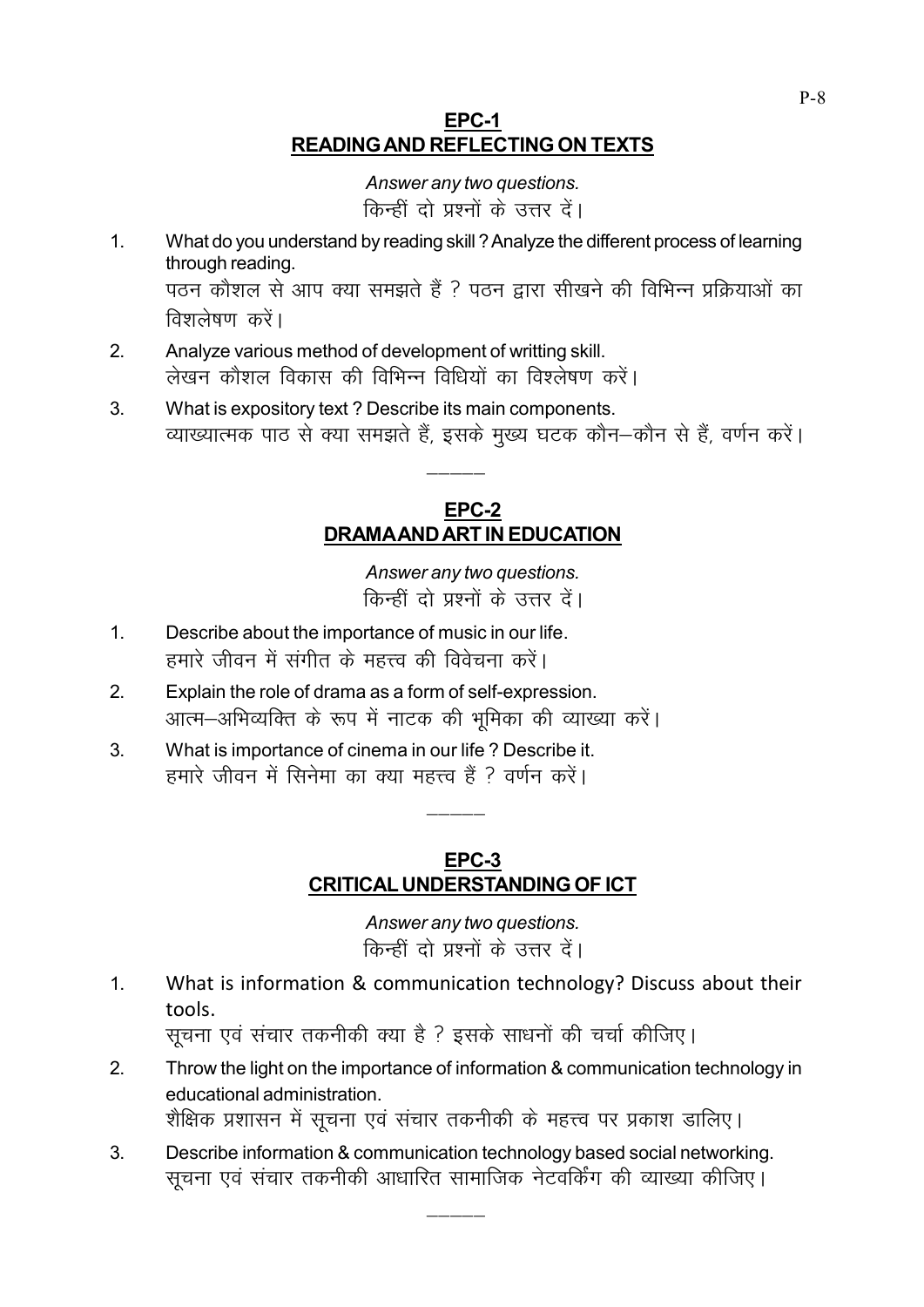## EPC-1
## READING AND REFLECTING ON TEXTS

*Answer any two questions.*
किन्हीं दो प्रश्नों के उत्तर दें।

1. What do you understand by reading skill ? Analyze the different process of learning through reading.
   पठन कौशल से आप क्या समझते हैं ? पठन द्वारा सीखने की विभिन्न प्रक्रियाओं का विशलेषण करें।

2. Analyze various method of development of writting skill.
   लेखन कौशल विकास की विभिन्न विधियों का विश्लेषण करें।

3. What is expository text ? Describe its main components.
   व्याख्यात्मक पाठ से क्या समझते हैं, इसके मुख्य घटक कौन–कौन से हैं, वर्णन करें।

———

## EPC-2
## DRAMA AND ART IN EDUCATION

*Answer any two questions.*
किन्हीं दो प्रश्नों के उत्तर दें।

1. Describe about the importance of music in our life.
   हमारे जीवन में संगीत के महत्त्व की विवेचना करें।

2. Explain the role of drama as a form of self-expression.
   आत्म–अभिव्यक्ति के रूप में नाटक की भूमिका की व्याख्या करें।

3. What is importance of cinema in our life ? Describe it.
   हमारे जीवन में सिनेमा का क्या महत्त्व हैं ? वर्णन करें।

———

## EPC-3
## CRITICAL UNDERSTANDING OF ICT

*Answer any two questions.*
किन्हीं दो प्रश्नों के उत्तर दें।

1. What is information & communication technology? Discuss about their tools.
   सूचना एवं संचार तकनीकी क्या है ? इसके साधनों की चर्चा कीजिए।

2. Throw the light on the importance of information & communication technology in educational administration.
   शैक्षिक प्रशासन में सूचना एवं संचार तकनीकी के महत्त्व पर प्रकाश डालिए।

3. Describe information & communication technology based social networking.
   सूचना एवं संचार तकनीकी आधारित सामाजिक नेटवर्किंग की व्याख्या कीजिए।

———